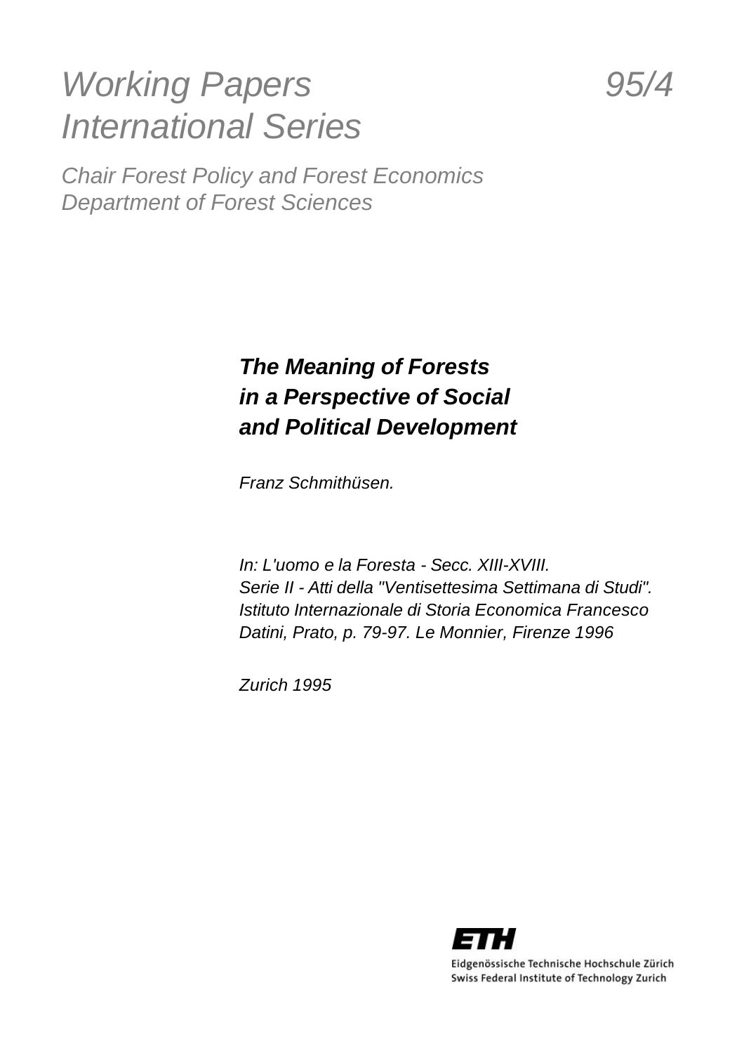*Working Papers* *95/4*
*International Series*

*Chair Forest Policy and Forest Economics*
*Department of Forest Sciences*

# ***The Meaning of Forests in a Perspective of Social and Political Development***

*Franz Schmithüsen.*

*In: L'uomo e la Foresta - Secc. XIII-XVIII.*
*Serie II - Atti della "Ventisettesima Settimana di Studi".*
*Istituto Internazionale di Storia Economica Francesco Datini, Prato, p. 79-97. Le Monnier, Firenze 1996*

*Zurich 1995*

ETH
Eidgenössische Technische Hochschule Zürich
Swiss Federal Institute of Technology Zurich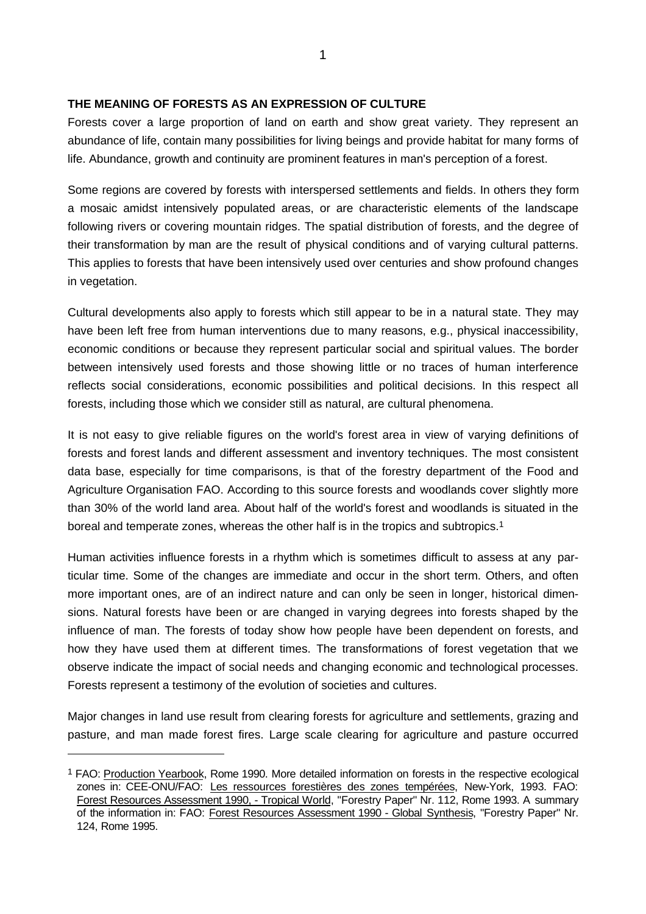**THE MEANING OF FORESTS AS AN EXPRESSION OF CULTURE**

Forests cover a large proportion of land on earth and show great variety. They represent an abundance of life, contain many possibilities for living beings and provide habitat for many forms of life. Abundance, growth and continuity are prominent features in man's perception of a forest.

Some regions are covered by forests with interspersed settlements and fields. In others they form a mosaic amidst intensively populated areas, or are characteristic elements of the landscape following rivers or covering mountain ridges. The spatial distribution of forests, and the degree of their transformation by man are the result of physical conditions and of varying cultural patterns. This applies to forests that have been intensively used over centuries and show profound changes in vegetation.

Cultural developments also apply to forests which still appear to be in a natural state. They may have been left free from human interventions due to many reasons, e.g., physical inaccessibility, economic conditions or because they represent particular social and spiritual values. The border between intensively used forests and those showing little or no traces of human interference reflects social considerations, economic possibilities and political decisions. In this respect all forests, including those which we consider still as natural, are cultural phenomena.

It is not easy to give reliable figures on the world's forest area in view of varying definitions of forests and forest lands and different assessment and inventory techniques. The most consistent data base, especially for time comparisons, is that of the forestry department of the Food and Agriculture Organisation FAO. According to this source forests and woodlands cover slightly more than 30% of the world land area. About half of the world's forest and woodlands is situated in the boreal and temperate zones, whereas the other half is in the tropics and subtropics.[1]

Human activities influence forests in a rhythm which is sometimes difficult to assess at any particular time. Some of the changes are immediate and occur in the short term. Others, and often more important ones, are of an indirect nature and can only be seen in longer, historical dimensions. Natural forests have been or are changed in varying degrees into forests shaped by the influence of man. The forests of today show how people have been dependent on forests, and how they have used them at different times. The transformations of forest vegetation that we observe indicate the impact of social needs and changing economic and technological processes. Forests represent a testimony of the evolution of societies and cultures.

Major changes in land use result from clearing forests for agriculture and settlements, grazing and pasture, and man made forest fires. Large scale clearing for agriculture and pasture occurred

---

[1] FAO: Production Yearbook, Rome 1990. More detailed information on forests in the respective ecological zones in: CEE-ONU/FAO: Les ressources forestières des zones tempérées, New-York, 1993. FAO: Forest Resources Assessment 1990, - Tropical World, "Forestry Paper" Nr. 112, Rome 1993. A summary of the information in: FAO: Forest Resources Assessment 1990 - Global Synthesis, "Forestry Paper" Nr. 124, Rome 1995.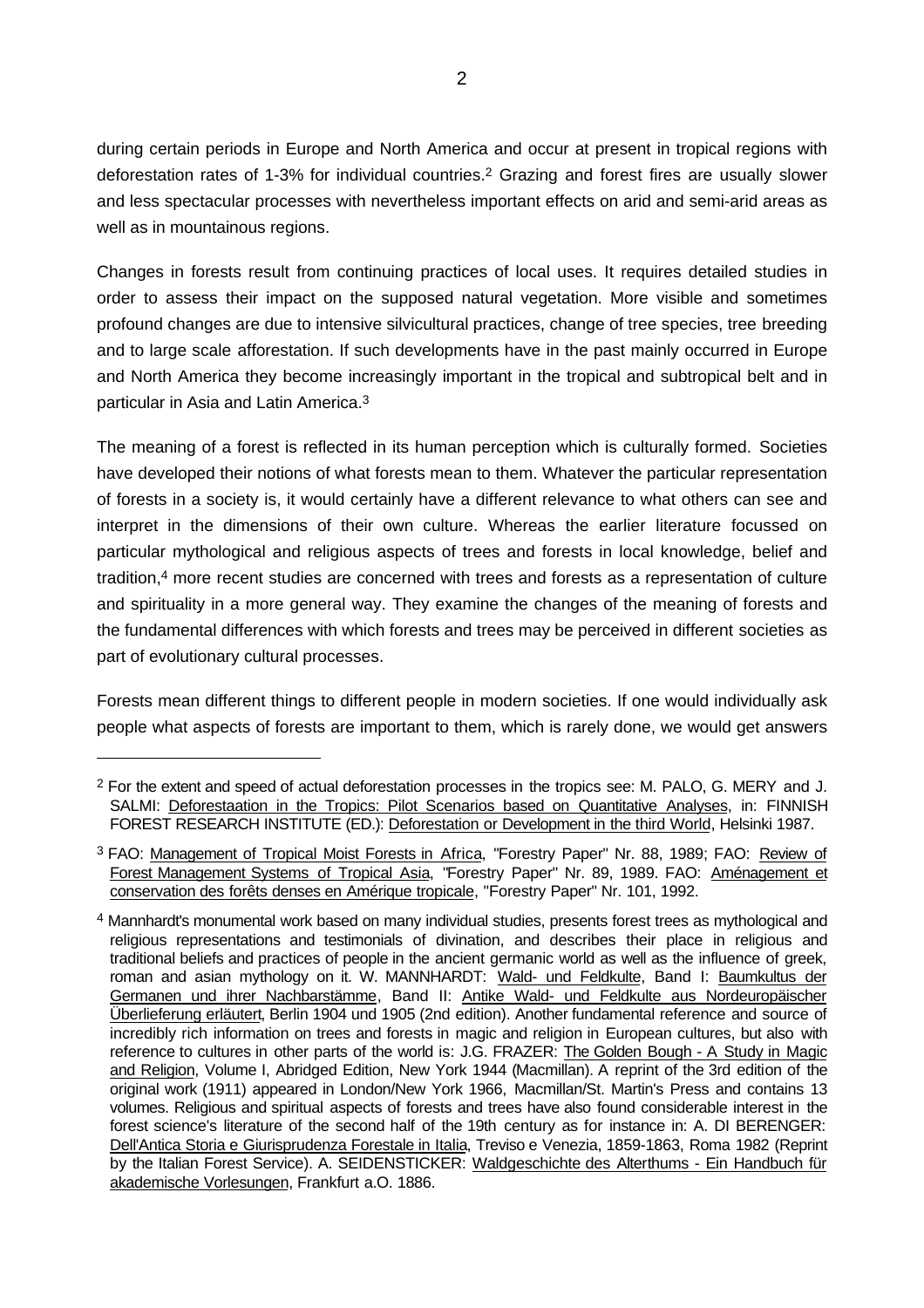during certain periods in Europe and North America and occur at present in tropical regions with deforestation rates of 1-3% for individual countries.[2] Grazing and forest fires are usually slower and less spectacular processes with nevertheless important effects on arid and semi-arid areas as well as in mountainous regions.

Changes in forests result from continuing practices of local uses. It requires detailed studies in order to assess their impact on the supposed natural vegetation. More visible and sometimes profound changes are due to intensive silvicultural practices, change of tree species, tree breeding and to large scale afforestation. If such developments have in the past mainly occurred in Europe and North America they become increasingly important in the tropical and subtropical belt and in particular in Asia and Latin America.[3]

The meaning of a forest is reflected in its human perception which is culturally formed. Societies have developed their notions of what forests mean to them. Whatever the particular representation of forests in a society is, it would certainly have a different relevance to what others can see and interpret in the dimensions of their own culture. Whereas the earlier literature focussed on particular mythological and religious aspects of trees and forests in local knowledge, belief and tradition,[4] more recent studies are concerned with trees and forests as a representation of culture and spirituality in a more general way. They examine the changes of the meaning of forests and the fundamental differences with which forests and trees may be perceived in different societies as part of evolutionary cultural processes.

Forests mean different things to different people in modern societies. If one would individually ask people what aspects of forests are important to them, which is rarely done, we would get answers

---

[2] For the extent and speed of actual deforestation processes in the tropics see: M. PALO, G. MERY and J. SALMI: Deforestaation in the Tropics: Pilot Scenarios based on Quantitative Analyses, in: FINNISH FOREST RESEARCH INSTITUTE (ED.): Deforestation or Development in the third World, Helsinki 1987.

[3] FAO: Management of Tropical Moist Forests in Africa, "Forestry Paper" Nr. 88, 1989; FAO: Review of Forest Management Systems of Tropical Asia, "Forestry Paper" Nr. 89, 1989. FAO: Aménagement et conservation des forêts denses en Amérique tropicale, "Forestry Paper" Nr. 101, 1992.

[4] Mannhardt's monumental work based on many individual studies, presents forest trees as mythological and religious representations and testimonials of divination, and describes their place in religious and traditional beliefs and practices of people in the ancient germanic world as well as the influence of greek, roman and asian mythology on it. W. MANNHARDT: Wald- und Feldkulte, Band I: Baumkultus der Germanen und ihrer Nachbarstämme, Band II: Antike Wald- und Feldkulte aus Nordeuropäischer Überlieferung erläutert, Berlin 1904 und 1905 (2nd edition). Another fundamental reference and source of incredibly rich information on trees and forests in magic and religion in European cultures, but also with reference to cultures in other parts of the world is: J.G. FRAZER: The Golden Bough - A Study in Magic and Religion, Volume I, Abridged Edition, New York 1944 (Macmillan). A reprint of the 3rd edition of the original work (1911) appeared in London/New York 1966, Macmillan/St. Martin's Press and contains 13 volumes. Religious and spiritual aspects of forests and trees have also found considerable interest in the forest science's literature of the second half of the 19th century as for instance in: A. DI BERENGER: Dell'Antica Storia e Giurisprudenza Forestale in Italia, Treviso e Venezia, 1859-1863, Roma 1982 (Reprint by the Italian Forest Service). A. SEIDENSTICKER: Waldgeschichte des Alterthums - Ein Handbuch für akademische Vorlesungen, Frankfurt a.O. 1886.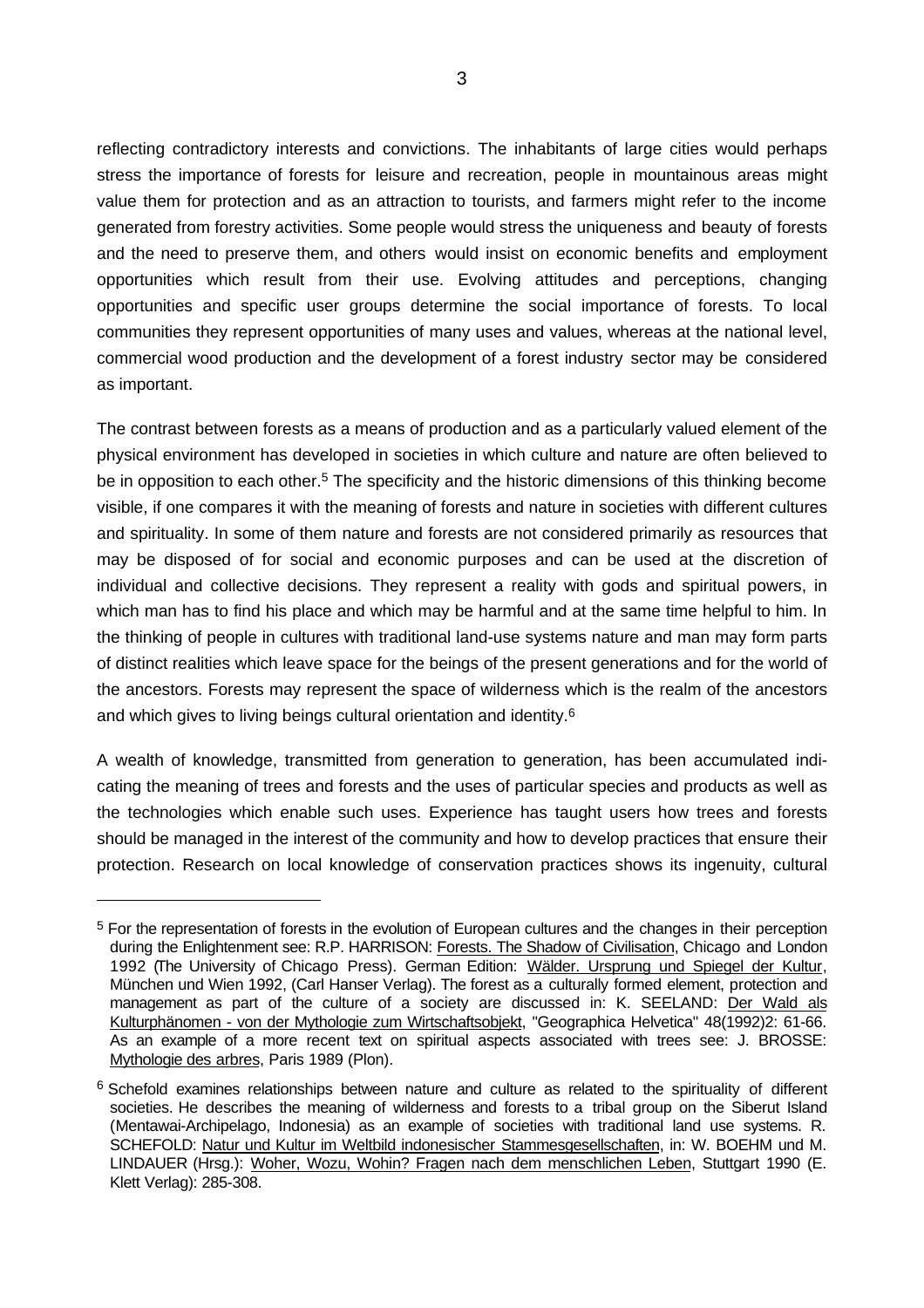reflecting contradictory interests and convictions. The inhabitants of large cities would perhaps stress the importance of forests for leisure and recreation, people in mountainous areas might value them for protection and as an attraction to tourists, and farmers might refer to the income generated from forestry activities. Some people would stress the uniqueness and beauty of forests and the need to preserve them, and others would insist on economic benefits and employment opportunities which result from their use. Evolving attitudes and perceptions, changing opportunities and specific user groups determine the social importance of forests. To local communities they represent opportunities of many uses and values, whereas at the national level, commercial wood production and the development of a forest industry sector may be considered as important.

The contrast between forests as a means of production and as a particularly valued element of the physical environment has developed in societies in which culture and nature are often believed to be in opposition to each other.[5] The specificity and the historic dimensions of this thinking become visible, if one compares it with the meaning of forests and nature in societies with different cultures and spirituality. In some of them nature and forests are not considered primarily as resources that may be disposed of for social and economic purposes and can be used at the discretion of individual and collective decisions. They represent a reality with gods and spiritual powers, in which man has to find his place and which may be harmful and at the same time helpful to him. In the thinking of people in cultures with traditional land-use systems nature and man may form parts of distinct realities which leave space for the beings of the present generations and for the world of the ancestors. Forests may represent the space of wilderness which is the realm of the ancestors and which gives to living beings cultural orientation and identity.[6]

A wealth of knowledge, transmitted from generation to generation, has been accumulated indicating the meaning of trees and forests and the uses of particular species and products as well as the technologies which enable such uses. Experience has taught users how trees and forests should be managed in the interest of the community and how to develop practices that ensure their protection. Research on local knowledge of conservation practices shows its ingenuity, cultural

---

[5] For the representation of forests in the evolution of European cultures and the changes in their perception during the Enlightenment see: R.P. HARRISON: Forests. The Shadow of Civilisation, Chicago and London 1992 (The University of Chicago Press). German Edition: Wälder. Ursprung und Spiegel der Kultur, München und Wien 1992, (Carl Hanser Verlag). The forest as a culturally formed element, protection and management as part of the culture of a society are discussed in: K. SEELAND: Der Wald als Kulturphänomen - von der Mythologie zum Wirtschaftsobjekt, "Geographica Helvetica" 48(1992)2: 61-66. As an example of a more recent text on spiritual aspects associated with trees see: J. BROSSE: Mythologie des arbres, Paris 1989 (Plon).

[6] Schefold examines relationships between nature and culture as related to the spirituality of different societies. He describes the meaning of wilderness and forests to a tribal group on the Siberut Island (Mentawai-Archipelago, Indonesia) as an example of societies with traditional land use systems. R. SCHEFOLD: Natur und Kultur im Weltbild indonesischer Stammesgesellschaften, in: W. BOEHM und M. LINDAUER (Hrsg.): Woher, Wozu, Wohin? Fragen nach dem menschlichen Leben, Stuttgart 1990 (E. Klett Verlag): 285-308.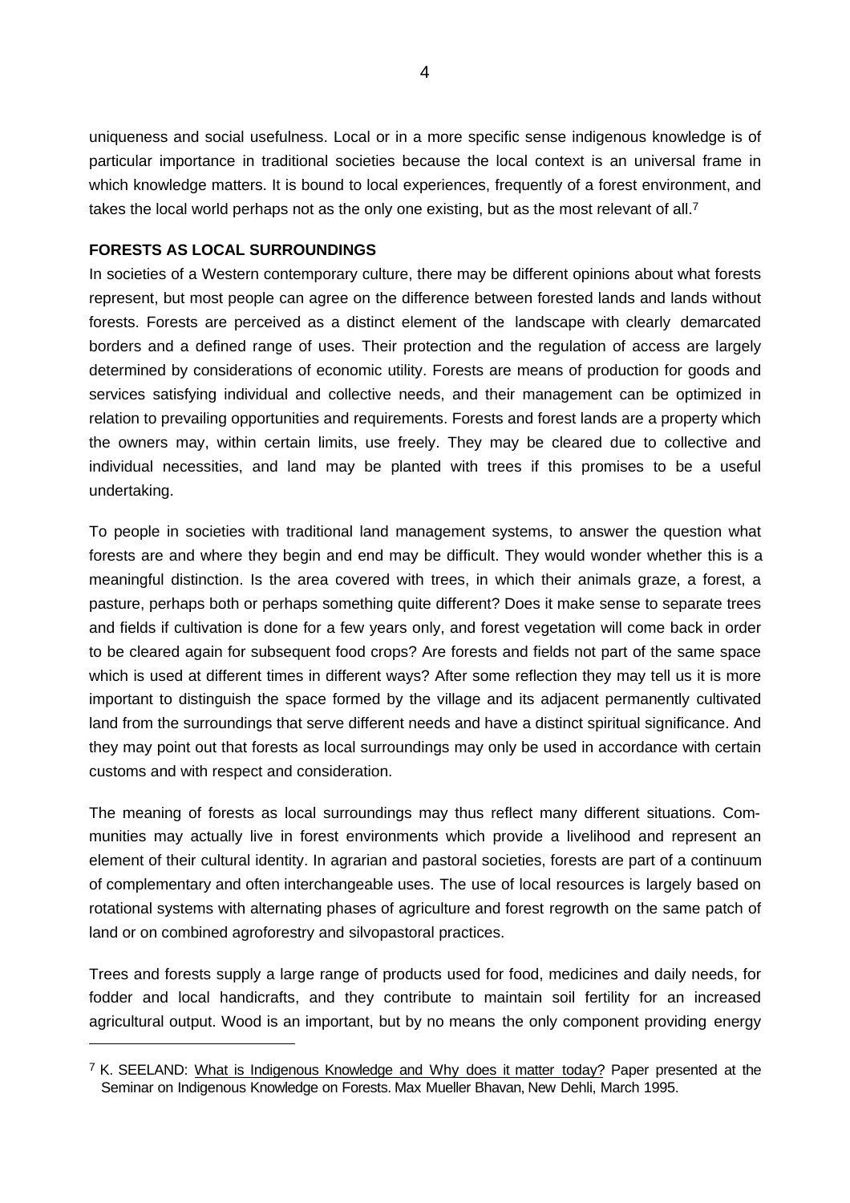uniqueness and social usefulness. Local or in a more specific sense indigenous knowledge is of particular importance in traditional societies because the local context is an universal frame in which knowledge matters. It is bound to local experiences, frequently of a forest environment, and takes the local world perhaps not as the only one existing, but as the most relevant of all.[7]

## FORESTS AS LOCAL SURROUNDINGS

In societies of a Western contemporary culture, there may be different opinions about what forests represent, but most people can agree on the difference between forested lands and lands without forests. Forests are perceived as a distinct element of the landscape with clearly demarcated borders and a defined range of uses. Their protection and the regulation of access are largely determined by considerations of economic utility. Forests are means of production for goods and services satisfying individual and collective needs, and their management can be optimized in relation to prevailing opportunities and requirements. Forests and forest lands are a property which the owners may, within certain limits, use freely. They may be cleared due to collective and individual necessities, and land may be planted with trees if this promises to be a useful undertaking.

To people in societies with traditional land management systems, to answer the question what forests are and where they begin and end may be difficult. They would wonder whether this is a meaningful distinction. Is the area covered with trees, in which their animals graze, a forest, a pasture, perhaps both or perhaps something quite different? Does it make sense to separate trees and fields if cultivation is done for a few years only, and forest vegetation will come back in order to be cleared again for subsequent food crops? Are forests and fields not part of the same space which is used at different times in different ways? After some reflection they may tell us it is more important to distinguish the space formed by the village and its adjacent permanently cultivated land from the surroundings that serve different needs and have a distinct spiritual significance. And they may point out that forests as local surroundings may only be used in accordance with certain customs and with respect and consideration.

The meaning of forests as local surroundings may thus reflect many different situations. Communities may actually live in forest environments which provide a livelihood and represent an element of their cultural identity. In agrarian and pastoral societies, forests are part of a continuum of complementary and often interchangeable uses. The use of local resources is largely based on rotational systems with alternating phases of agriculture and forest regrowth on the same patch of land or on combined agroforestry and silvopastoral practices.

Trees and forests supply a large range of products used for food, medicines and daily needs, for fodder and local handicrafts, and they contribute to maintain soil fertility for an increased agricultural output. Wood is an important, but by no means the only component providing energy

[7] K. SEELAND: What is Indigenous Knowledge and Why does it matter today? Paper presented at the Seminar on Indigenous Knowledge on Forests. Max Mueller Bhavan, New Dehli, March 1995.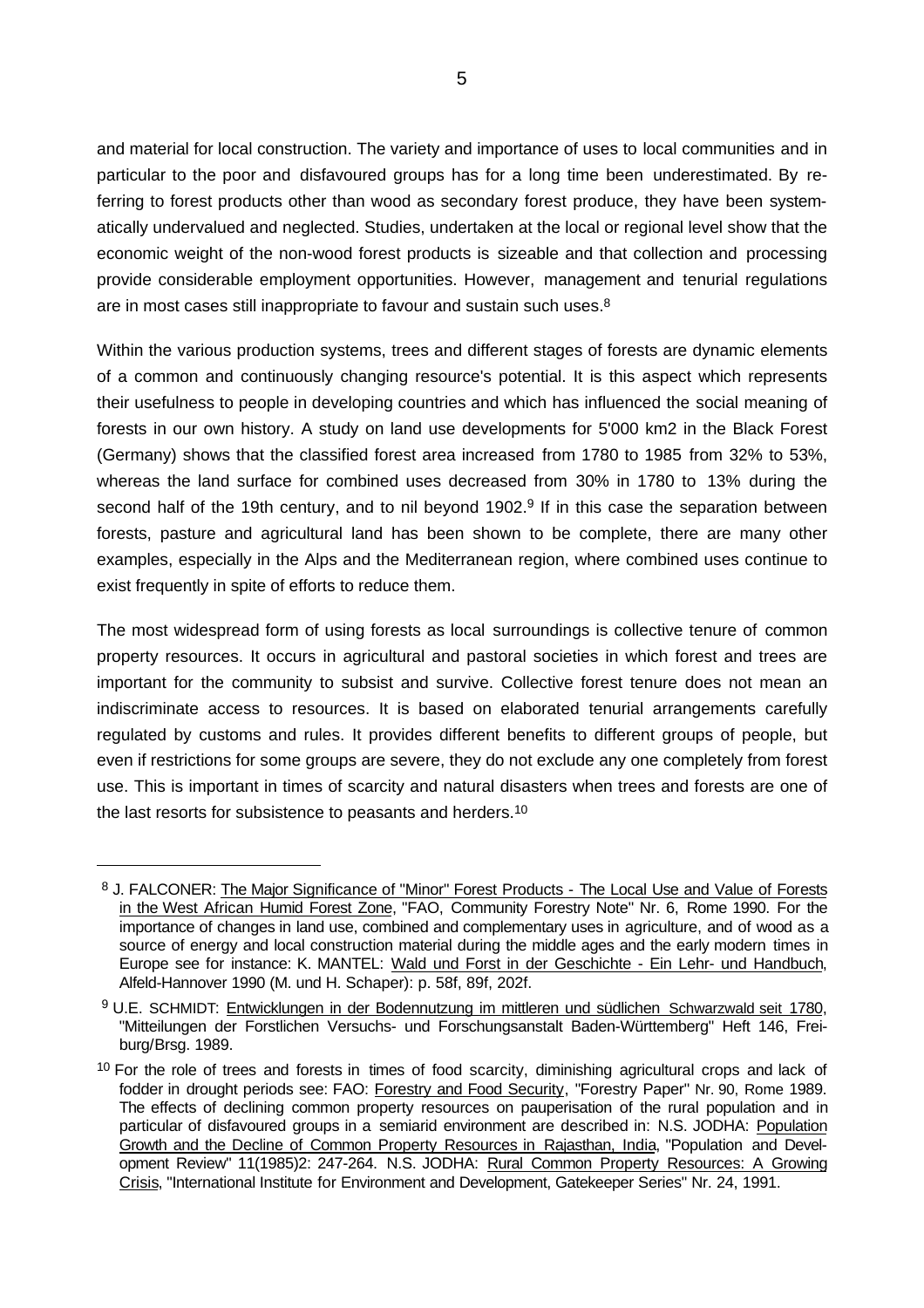and material for local construction. The variety and importance of uses to local communities and in particular to the poor and disfavoured groups has for a long time been underestimated. By referring to forest products other than wood as secondary forest produce, they have been systematically undervalued and neglected. Studies, undertaken at the local or regional level show that the economic weight of the non-wood forest products is sizeable and that collection and processing provide considerable employment opportunities. However, management and tenurial regulations are in most cases still inappropriate to favour and sustain such uses.[8]

Within the various production systems, trees and different stages of forests are dynamic elements of a common and continuously changing resource's potential. It is this aspect which represents their usefulness to people in developing countries and which has influenced the social meaning of forests in our own history. A study on land use developments for 5'000 km2 in the Black Forest (Germany) shows that the classified forest area increased from 1780 to 1985 from 32% to 53%, whereas the land surface for combined uses decreased from 30% in 1780 to 13% during the second half of the 19th century, and to nil beyond 1902.[9] If in this case the separation between forests, pasture and agricultural land has been shown to be complete, there are many other examples, especially in the Alps and the Mediterranean region, where combined uses continue to exist frequently in spite of efforts to reduce them.

The most widespread form of using forests as local surroundings is collective tenure of common property resources. It occurs in agricultural and pastoral societies in which forest and trees are important for the community to subsist and survive. Collective forest tenure does not mean an indiscriminate access to resources. It is based on elaborated tenurial arrangements carefully regulated by customs and rules. It provides different benefits to different groups of people, but even if restrictions for some groups are severe, they do not exclude any one completely from forest use. This is important in times of scarcity and natural disasters when trees and forests are one of the last resorts for subsistence to peasants and herders.[10]

---

[8] J. FALCONER: The Major Significance of "Minor" Forest Products - The Local Use and Value of Forests in the West African Humid Forest Zone, "FAO, Community Forestry Note" Nr. 6, Rome 1990. For the importance of changes in land use, combined and complementary uses in agriculture, and of wood as a source of energy and local construction material during the middle ages and the early modern times in Europe see for instance: K. MANTEL: Wald und Forst in der Geschichte - Ein Lehr- und Handbuch, Alfeld-Hannover 1990 (M. und H. Schaper): p. 58f, 89f, 202f.

[9] U.E. SCHMIDT: Entwicklungen in der Bodennutzung im mittleren und südlichen Schwarzwald seit 1780, "Mitteilungen der Forstlichen Versuchs- und Forschungsanstalt Baden-Württemberg" Heft 146, Freiburg/Brsg. 1989.

[10] For the role of trees and forests in times of food scarcity, diminishing agricultural crops and lack of fodder in drought periods see: FAO: Forestry and Food Security, "Forestry Paper" Nr. 90, Rome 1989. The effects of declining common property resources on pauperisation of the rural population and in particular of disfavoured groups in a semiarid environment are described in: N.S. JODHA: Population Growth and the Decline of Common Property Resources in Rajasthan, India, "Population and Development Review" 11(1985)2: 247-264. N.S. JODHA: Rural Common Property Resources: A Growing Crisis, "International Institute for Environment and Development, Gatekeeper Series" Nr. 24, 1991.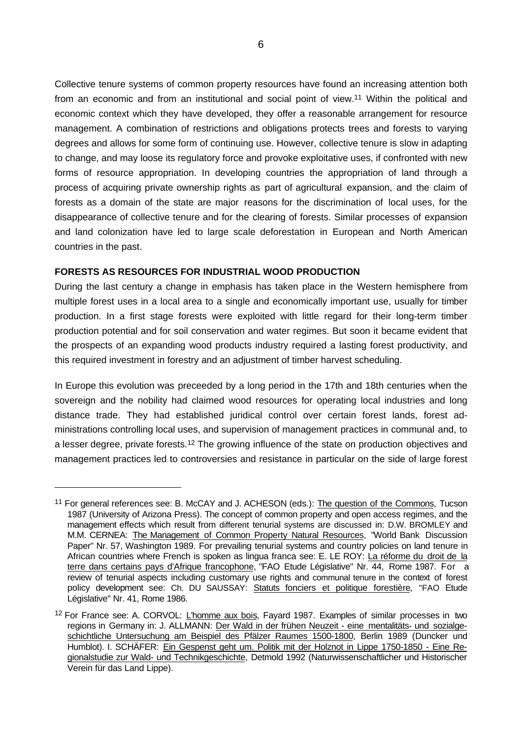Collective tenure systems of common property resources have found an increasing attention both from an economic and from an institutional and social point of view.[11] Within the political and economic context which they have developed, they offer a reasonable arrangement for resource management. A combination of restrictions and obligations protects trees and forests to varying degrees and allows for some form of continuing use. However, collective tenure is slow in adapting to change, and may loose its regulatory force and provoke exploitative uses, if confronted with new forms of resource appropriation. In developing countries the appropriation of land through a process of acquiring private ownership rights as part of agricultural expansion, and the claim of forests as a domain of the state are major reasons for the discrimination of local uses, for the disappearance of collective tenure and for the clearing of forests. Similar processes of expansion and land colonization have led to large scale deforestation in European and North American countries in the past.

**FORESTS AS RESOURCES FOR INDUSTRIAL WOOD PRODUCTION**

During the last century a change in emphasis has taken place in the Western hemisphere from multiple forest uses in a local area to a single and economically important use, usually for timber production. In a first stage forests were exploited with little regard for their long-term timber production potential and for soil conservation and water regimes. But soon it became evident that the prospects of an expanding wood products industry required a lasting forest productivity, and this required investment in forestry and an adjustment of timber harvest scheduling.

In Europe this evolution was preceeded by a long period in the 17th and 18th centuries when the sovereign and the nobility had claimed wood resources for operating local industries and long distance trade. They had established juridical control over certain forest lands, forest administrations controlling local uses, and supervision of management practices in communal and, to a lesser degree, private forests.[12] The growing influence of the state on production objectives and management practices led to controversies and resistance in particular on the side of large forest

---

[11] For general references see: B. McCAY and J. ACHESON (eds.): The question of the Commons, Tucson 1987 (University of Arizona Press). The concept of common property and open access regimes, and the management effects which result from different tenurial systems are discussed in: D.W. BROMLEY and M.M. CERNEA: The Management of Common Property Natural Resources, "World Bank Discussion Paper" Nr. 57, Washington 1989. For prevailing tenurial systems and country policies on land tenure in African countries where French is spoken as lingua franca see: E. LE ROY: La réforme du droit de la terre dans certains pays d'Afrique francophone, "FAO Etude Législative" Nr. 44, Rome 1987. For a review of tenurial aspects including customary use rights and communal tenure in the context of forest policy development see: Ch. DU SAUSSAY: Statuts fonciers et politique forestière, "FAO Etude Législative" Nr. 41, Rome 1986.

[12] For France see: A. CORVOL: L'homme aux bois, Fayard 1987. Examples of similar processes in two regions in Germany in: J. ALLMANN: Der Wald in der frühen Neuzeit - eine mentalitäts- und sozialgeschichtliche Untersuchung am Beispiel des Pfälzer Raumes 1500-1800, Berlin 1989 (Duncker und Humblot). I. SCHÄFER: Ein Gespenst geht um. Politik mit der Holznot in Lippe 1750-1850 - Eine Regionalstudie zur Wald- und Technikgeschichte, Detmold 1992 (Naturwissenschaftlicher und Historischer Verein für das Land Lippe).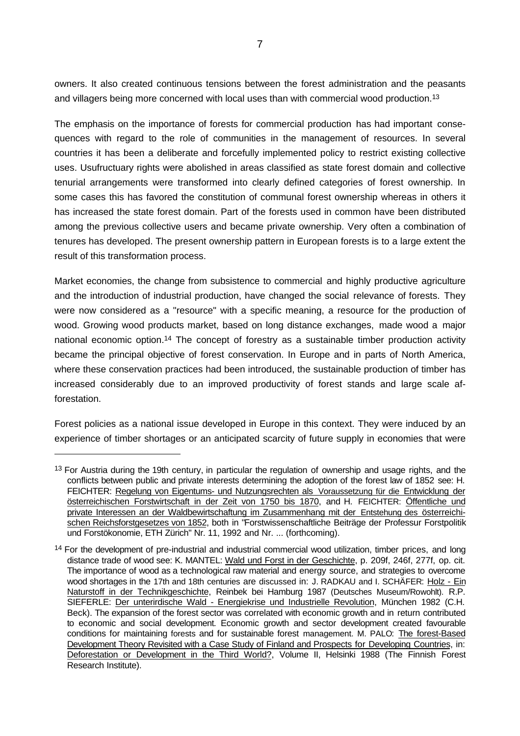owners. It also created continuous tensions between the forest administration and the peasants and villagers being more concerned with local uses than with commercial wood production.[13]

The emphasis on the importance of forests for commercial production has had important consequences with regard to the role of communities in the management of resources. In several countries it has been a deliberate and forcefully implemented policy to restrict existing collective uses. Usufructuary rights were abolished in areas classified as state forest domain and collective tenurial arrangements were transformed into clearly defined categories of forest ownership. In some cases this has favored the constitution of communal forest ownership whereas in others it has increased the state forest domain. Part of the forests used in common have been distributed among the previous collective users and became private ownership. Very often a combination of tenures has developed. The present ownership pattern in European forests is to a large extent the result of this transformation process.

Market economies, the change from subsistence to commercial and highly productive agriculture and the introduction of industrial production, have changed the social relevance of forests. They were now considered as a "resource" with a specific meaning, a resource for the production of wood. Growing wood products market, based on long distance exchanges, made wood a major national economic option.[14] The concept of forestry as a sustainable timber production activity became the principal objective of forest conservation. In Europe and in parts of North America, where these conservation practices had been introduced, the sustainable production of timber has increased considerably due to an improved productivity of forest stands and large scale afforestation.

Forest policies as a national issue developed in Europe in this context. They were induced by an experience of timber shortages or an anticipated scarcity of future supply in economies that were

---

[13] For Austria during the 19th century, in particular the regulation of ownership and usage rights, and the conflicts between public and private interests determining the adoption of the forest law of 1852 see: H. FEICHTER: Regelung von Eigentums- und Nutzungsrechten als Voraussetzung für die Entwicklung der österreichischen Forstwirtschaft in der Zeit von 1750 bis 1870, and H. FEICHTER: Öffentliche und private Interessen an der Waldbewirtschaftung im Zusammenhang mit der Entstehung des österreichischen Reichsforstgesetzes von 1852, both in "Forstwissenschaftliche Beiträge der Professur Forstpolitik und Forstökonomie, ETH Zürich" Nr. 11, 1992 and Nr. ... (forthcoming).

[14] For the development of pre-industrial and industrial commercial wood utilization, timber prices, and long distance trade of wood see: K. MANTEL: Wald und Forst in der Geschichte, p. 209f, 246f, 277f, op. cit. The importance of wood as a technological raw material and energy source, and strategies to overcome wood shortages in the 17th and 18th centuries are discussed in: J. RADKAU and I. SCHÄFER: Holz - Ein Naturstoff in der Technikgeschichte, Reinbek bei Hamburg 1987 (Deutsches Museum/Rowohlt). R.P. SIEFERLE: Der unterirdische Wald - Energiekrise und Industrielle Revolution, München 1982 (C.H. Beck). The expansion of the forest sector was correlated with economic growth and in return contributed to economic and social development. Economic growth and sector development created favourable conditions for maintaining forests and for sustainable forest management. M. PALO: The forest-Based Development Theory Revisited with a Case Study of Finland and Prospects for Developing Countries, in: Deforestation or Development in the Third World?, Volume II, Helsinki 1988 (The Finnish Forest Research Institute).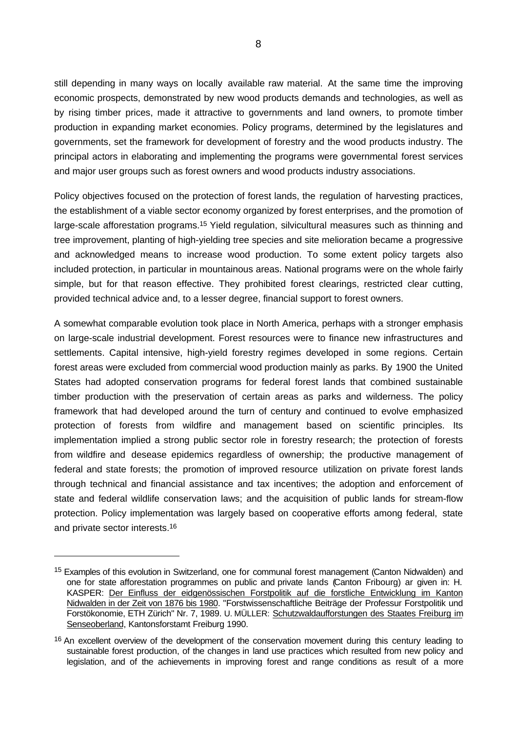still depending in many ways on locally available raw material. At the same time the improving economic prospects, demonstrated by new wood products demands and technologies, as well as by rising timber prices, made it attractive to governments and land owners, to promote timber production in expanding market economies. Policy programs, determined by the legislatures and governments, set the framework for development of forestry and the wood products industry. The principal actors in elaborating and implementing the programs were governmental forest services and major user groups such as forest owners and wood products industry associations.

Policy objectives focused on the protection of forest lands, the regulation of harvesting practices, the establishment of a viable sector economy organized by forest enterprises, and the promotion of large-scale afforestation programs.[15] Yield regulation, silvicultural measures such as thinning and tree improvement, planting of high-yielding tree species and site melioration became a progressive and acknowledged means to increase wood production. To some extent policy targets also included protection, in particular in mountainous areas. National programs were on the whole fairly simple, but for that reason effective. They prohibited forest clearings, restricted clear cutting, provided technical advice and, to a lesser degree, financial support to forest owners.

A somewhat comparable evolution took place in North America, perhaps with a stronger emphasis on large-scale industrial development. Forest resources were to finance new infrastructures and settlements. Capital intensive, high-yield forestry regimes developed in some regions. Certain forest areas were excluded from commercial wood production mainly as parks. By 1900 the United States had adopted conservation programs for federal forest lands that combined sustainable timber production with the preservation of certain areas as parks and wilderness. The policy framework that had developed around the turn of century and continued to evolve emphasized protection of forests from wildfire and management based on scientific principles. Its implementation implied a strong public sector role in forestry research; the protection of forests from wildfire and desease epidemics regardless of ownership; the productive management of federal and state forests; the promotion of improved resource utilization on private forest lands through technical and financial assistance and tax incentives; the adoption and enforcement of state and federal wildlife conservation laws; and the acquisition of public lands for stream-flow protection. Policy implementation was largely based on cooperative efforts among federal, state and private sector interests.[16]

---

[15] Examples of this evolution in Switzerland, one for communal forest management (Canton Nidwalden) and one for state afforestation programmes on public and private lands (Canton Fribourg) ar given in: H. KASPER: Der Einfluss der eidgenössischen Forstpolitik auf die forstliche Entwicklung im Kanton Nidwalden in der Zeit von 1876 bis 1980. "Forstwissenschaftliche Beiträge der Professur Forstpolitik und Forstökonomie, ETH Zürich" Nr. 7, 1989. U. MÜLLER: Schutzwaldaufforstungen des Staates Freiburg im Senseoberland, Kantonsforstamt Freiburg 1990.

[16] An excellent overview of the development of the conservation movement during this century leading to sustainable forest production, of the changes in land use practices which resulted from new policy and legislation, and of the achievements in improving forest and range conditions as result of a more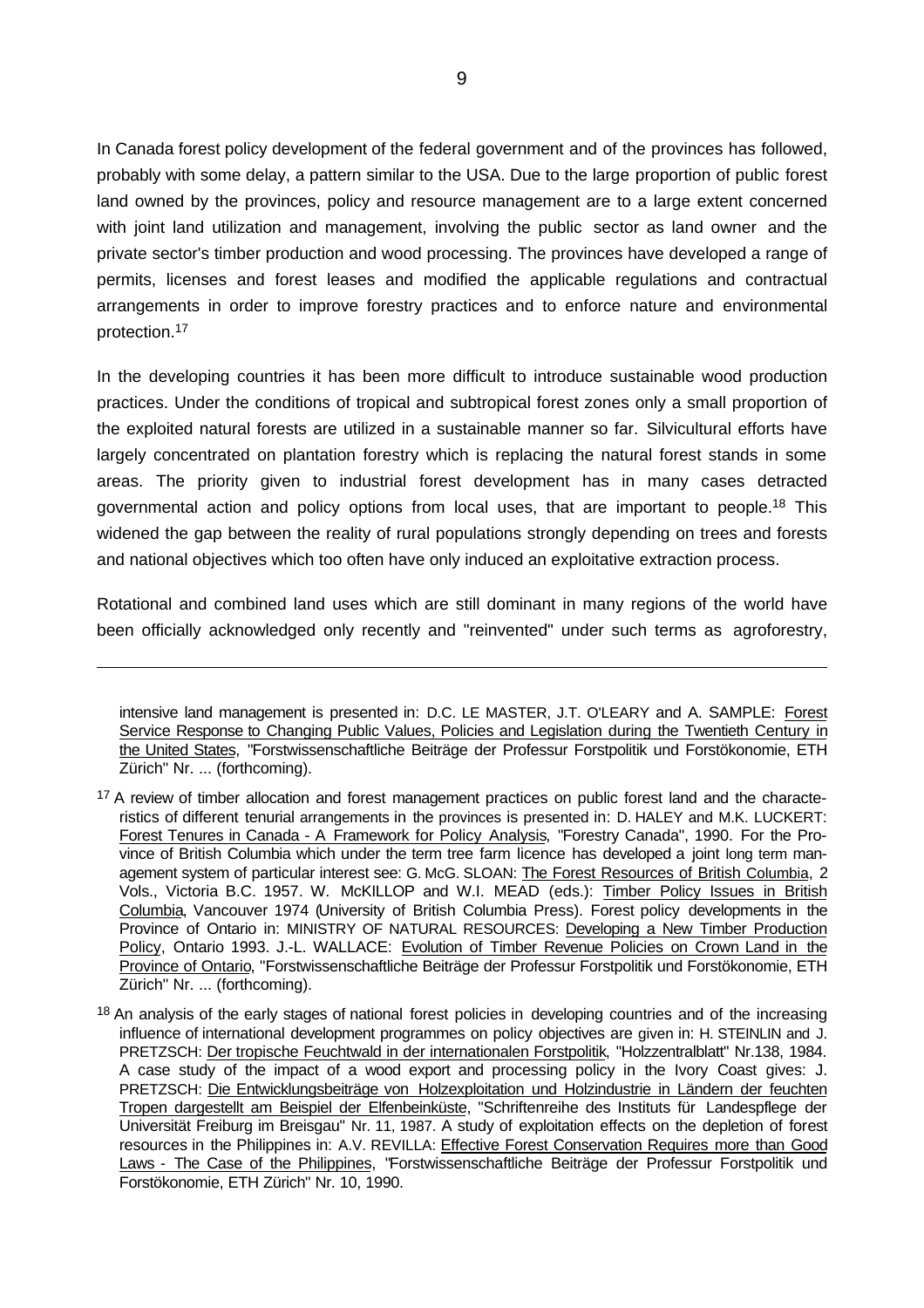In Canada forest policy development of the federal government and of the provinces has followed, probably with some delay, a pattern similar to the USA. Due to the large proportion of public forest land owned by the provinces, policy and resource management are to a large extent concerned with joint land utilization and management, involving the public sector as land owner and the private sector's timber production and wood processing. The provinces have developed a range of permits, licenses and forest leases and modified the applicable regulations and contractual arrangements in order to improve forestry practices and to enforce nature and environmental protection.[17]

In the developing countries it has been more difficult to introduce sustainable wood production practices. Under the conditions of tropical and subtropical forest zones only a small proportion of the exploited natural forests are utilized in a sustainable manner so far. Silvicultural efforts have largely concentrated on plantation forestry which is replacing the natural forest stands in some areas. The priority given to industrial forest development has in many cases detracted governmental action and policy options from local uses, that are important to people.[18] This widened the gap between the reality of rural populations strongly depending on trees and forests and national objectives which too often have only induced an exploitative extraction process.

Rotational and combined land uses which are still dominant in many regions of the world have been officially acknowledged only recently and "reinvented" under such terms as agroforestry,

---

intensive land management is presented in: D.C. LE MASTER, J.T. O'LEARY and A. SAMPLE: Forest Service Response to Changing Public Values, Policies and Legislation during the Twentieth Century in the United States, "Forstwissenschaftliche Beiträge der Professur Forstpolitik und Forstökonomie, ETH Zürich" Nr. ... (forthcoming).

[17] A review of timber allocation and forest management practices on public forest land and the characteristics of different tenurial arrangements in the provinces is presented in: D. HALEY and M.K. LUCKERT: Forest Tenures in Canada - A Framework for Policy Analysis, "Forestry Canada", 1990. For the Province of British Columbia which under the term tree farm licence has developed a joint long term management system of particular interest see: G. McG. SLOAN: The Forest Resources of British Columbia, 2 Vols., Victoria B.C. 1957. W. McKILLOP and W.I. MEAD (eds.): Timber Policy Issues in British Columbia, Vancouver 1974 (University of British Columbia Press). Forest policy developments in the Province of Ontario in: MINISTRY OF NATURAL RESOURCES: Developing a New Timber Production Policy, Ontario 1993. J.-L. WALLACE: Evolution of Timber Revenue Policies on Crown Land in the Province of Ontario, "Forstwissenschaftliche Beiträge der Professur Forstpolitik und Forstökonomie, ETH Zürich" Nr. ... (forthcoming).

[18] An analysis of the early stages of national forest policies in developing countries and of the increasing influence of international development programmes on policy objectives are given in: H. STEINLIN and J. PRETZSCH: Der tropische Feuchtwald in der internationalen Forstpolitik, "Holzzentralblatt" Nr.138, 1984. A case study of the impact of a wood export and processing policy in the Ivory Coast gives: J. PRETZSCH: Die Entwicklungsbeiträge von Holzexploitation und Holzindustrie in Ländern der feuchten Tropen dargestellt am Beispiel der Elfenbeinküste, "Schriftenreihe des Instituts für Landespflege der Universität Freiburg im Breisgau" Nr. 11, 1987. A study of exploitation effects on the depletion of forest resources in the Philippines in: A.V. REVILLA: Effective Forest Conservation Requires more than Good Laws - The Case of the Philippines, "Forstwissenschaftliche Beiträge der Professur Forstpolitik und Forstökonomie, ETH Zürich" Nr. 10, 1990.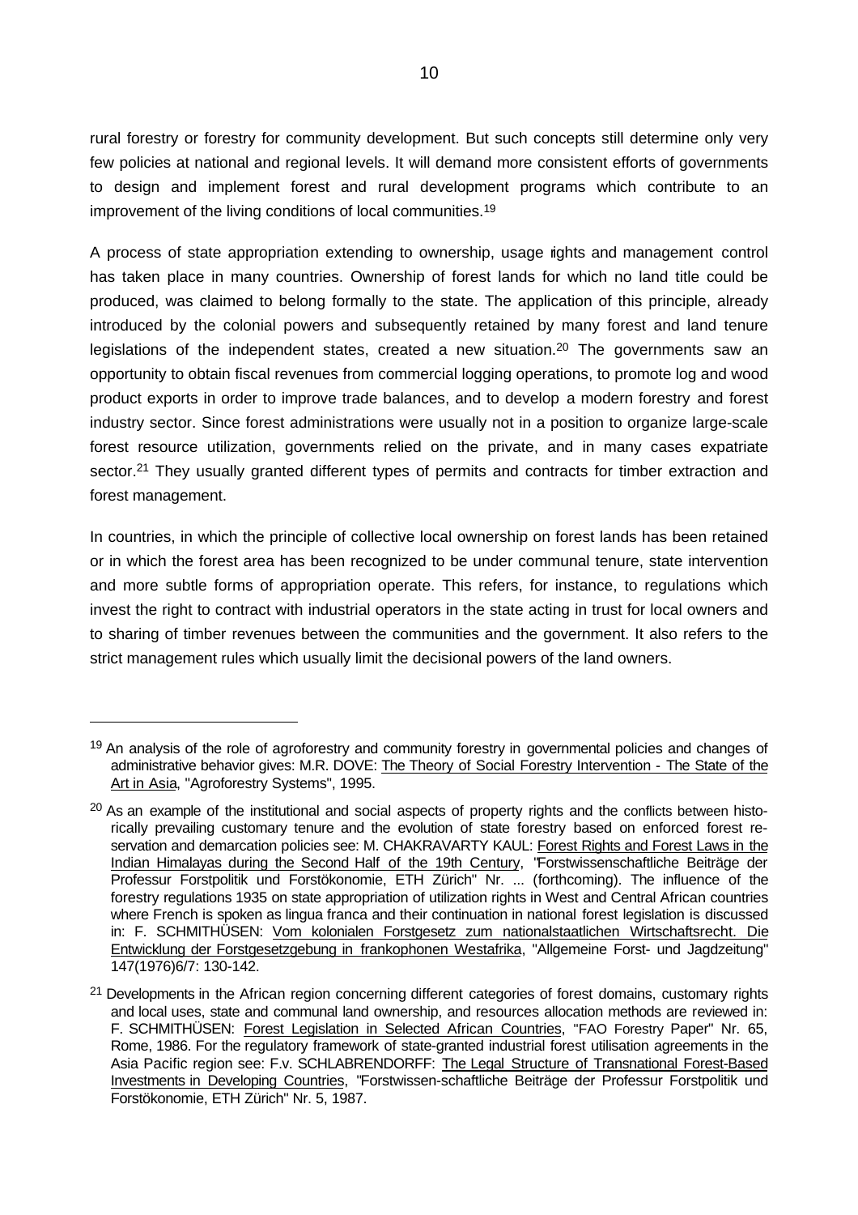rural forestry or forestry for community development. But such concepts still determine only very few policies at national and regional levels. It will demand more consistent efforts of governments to design and implement forest and rural development programs which contribute to an improvement of the living conditions of local communities.[19]

A process of state appropriation extending to ownership, usage rights and management control has taken place in many countries. Ownership of forest lands for which no land title could be produced, was claimed to belong formally to the state. The application of this principle, already introduced by the colonial powers and subsequently retained by many forest and land tenure legislations of the independent states, created a new situation.[20] The governments saw an opportunity to obtain fiscal revenues from commercial logging operations, to promote log and wood product exports in order to improve trade balances, and to develop a modern forestry and forest industry sector. Since forest administrations were usually not in a position to organize large-scale forest resource utilization, governments relied on the private, and in many cases expatriate sector.[21] They usually granted different types of permits and contracts for timber extraction and forest management.

In countries, in which the principle of collective local ownership on forest lands has been retained or in which the forest area has been recognized to be under communal tenure, state intervention and more subtle forms of appropriation operate. This refers, for instance, to regulations which invest the right to contract with industrial operators in the state acting in trust for local owners and to sharing of timber revenues between the communities and the government. It also refers to the strict management rules which usually limit the decisional powers of the land owners.

---

[19] An analysis of the role of agroforestry and community forestry in governmental policies and changes of administrative behavior gives: M.R. DOVE: The Theory of Social Forestry Intervention - The State of the Art in Asia, "Agroforestry Systems", 1995.

[20] As an example of the institutional and social aspects of property rights and the conflicts between historically prevailing customary tenure and the evolution of state forestry based on enforced forest reservation and demarcation policies see: M. CHAKRAVARTY KAUL: Forest Rights and Forest Laws in the Indian Himalayas during the Second Half of the 19th Century, "Forstwissenschaftliche Beiträge der Professur Forstpolitik und Forstökonomie, ETH Zürich" Nr. ... (forthcoming). The influence of the forestry regulations 1935 on state appropriation of utilization rights in West and Central African countries where French is spoken as lingua franca and their continuation in national forest legislation is discussed in: F. SCHMITHÜSEN: Vom kolonialen Forstgesetz zum nationalstaatlichen Wirtschaftsrecht. Die Entwicklung der Forstgesetzgebung in frankophonen Westafrika, "Allgemeine Forst- und Jagdzeitung" 147(1976)6/7: 130-142.

[21] Developments in the African region concerning different categories of forest domains, customary rights and local uses, state and communal land ownership, and resources allocation methods are reviewed in: F. SCHMITHÜSEN: Forest Legislation in Selected African Countries, "FAO Forestry Paper" Nr. 65, Rome, 1986. For the regulatory framework of state-granted industrial forest utilisation agreements in the Asia Pacific region see: F.v. SCHLABRENDORFF: The Legal Structure of Transnational Forest-Based Investments in Developing Countries, "Forstwissen-schaftliche Beiträge der Professur Forstpolitik und Forstökonomie, ETH Zürich" Nr. 5, 1987.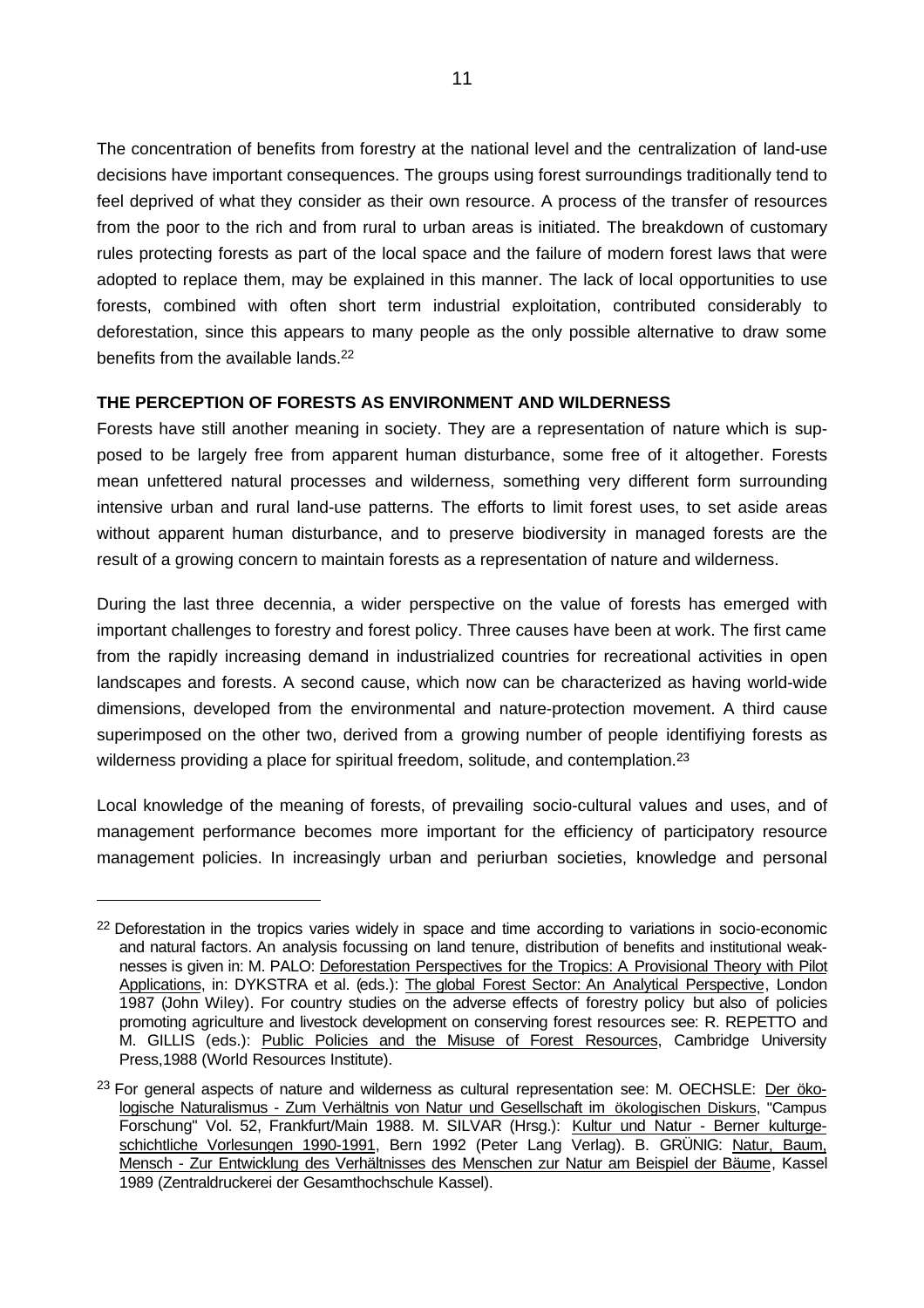The concentration of benefits from forestry at the national level and the centralization of land-use decisions have important consequences. The groups using forest surroundings traditionally tend to feel deprived of what they consider as their own resource. A process of the transfer of resources from the poor to the rich and from rural to urban areas is initiated. The breakdown of customary rules protecting forests as part of the local space and the failure of modern forest laws that were adopted to replace them, may be explained in this manner. The lack of local opportunities to use forests, combined with often short term industrial exploitation, contributed considerably to deforestation, since this appears to many people as the only possible alternative to draw some benefits from the available lands.[22]

**THE PERCEPTION OF FORESTS AS ENVIRONMENT AND WILDERNESS**

Forests have still another meaning in society. They are a representation of nature which is supposed to be largely free from apparent human disturbance, some free of it altogether. Forests mean unfettered natural processes and wilderness, something very different form surrounding intensive urban and rural land-use patterns. The efforts to limit forest uses, to set aside areas without apparent human disturbance, and to preserve biodiversity in managed forests are the result of a growing concern to maintain forests as a representation of nature and wilderness.

During the last three decennia, a wider perspective on the value of forests has emerged with important challenges to forestry and forest policy. Three causes have been at work. The first came from the rapidly increasing demand in industrialized countries for recreational activities in open landscapes and forests. A second cause, which now can be characterized as having world-wide dimensions, developed from the environmental and nature-protection movement. A third cause superimposed on the other two, derived from a growing number of people identifiying forests as wilderness providing a place for spiritual freedom, solitude, and contemplation.[23]

Local knowledge of the meaning of forests, of prevailing socio-cultural values and uses, and of management performance becomes more important for the efficiency of participatory resource management policies. In increasingly urban and periurban societies, knowledge and personal

---

[22] Deforestation in the tropics varies widely in space and time according to variations in socio-economic and natural factors. An analysis focussing on land tenure, distribution of benefits and institutional weaknesses is given in: M. PALO: Deforestation Perspectives for the Tropics: A Provisional Theory with Pilot Applications, in: DYKSTRA et al. (eds.): The global Forest Sector: An Analytical Perspective, London 1987 (John Wiley). For country studies on the adverse effects of forestry policy but also of policies promoting agriculture and livestock development on conserving forest resources see: R. REPETTO and M. GILLIS (eds.): Public Policies and the Misuse of Forest Resources, Cambridge University Press,1988 (World Resources Institute).

[23] For general aspects of nature and wilderness as cultural representation see: M. OECHSLE: Der ökologische Naturalismus - Zum Verhältnis von Natur und Gesellschaft im ökologischen Diskurs, "Campus Forschung" Vol. 52, Frankfurt/Main 1988. M. SILVAR (Hrsg.): Kultur und Natur - Berner kulturgeschichtliche Vorlesungen 1990-1991, Bern 1992 (Peter Lang Verlag). B. GRÜNIG: Natur, Baum, Mensch - Zur Entwicklung des Verhältnisses des Menschen zur Natur am Beispiel der Bäume, Kassel 1989 (Zentraldruckerei der Gesamthochschule Kassel).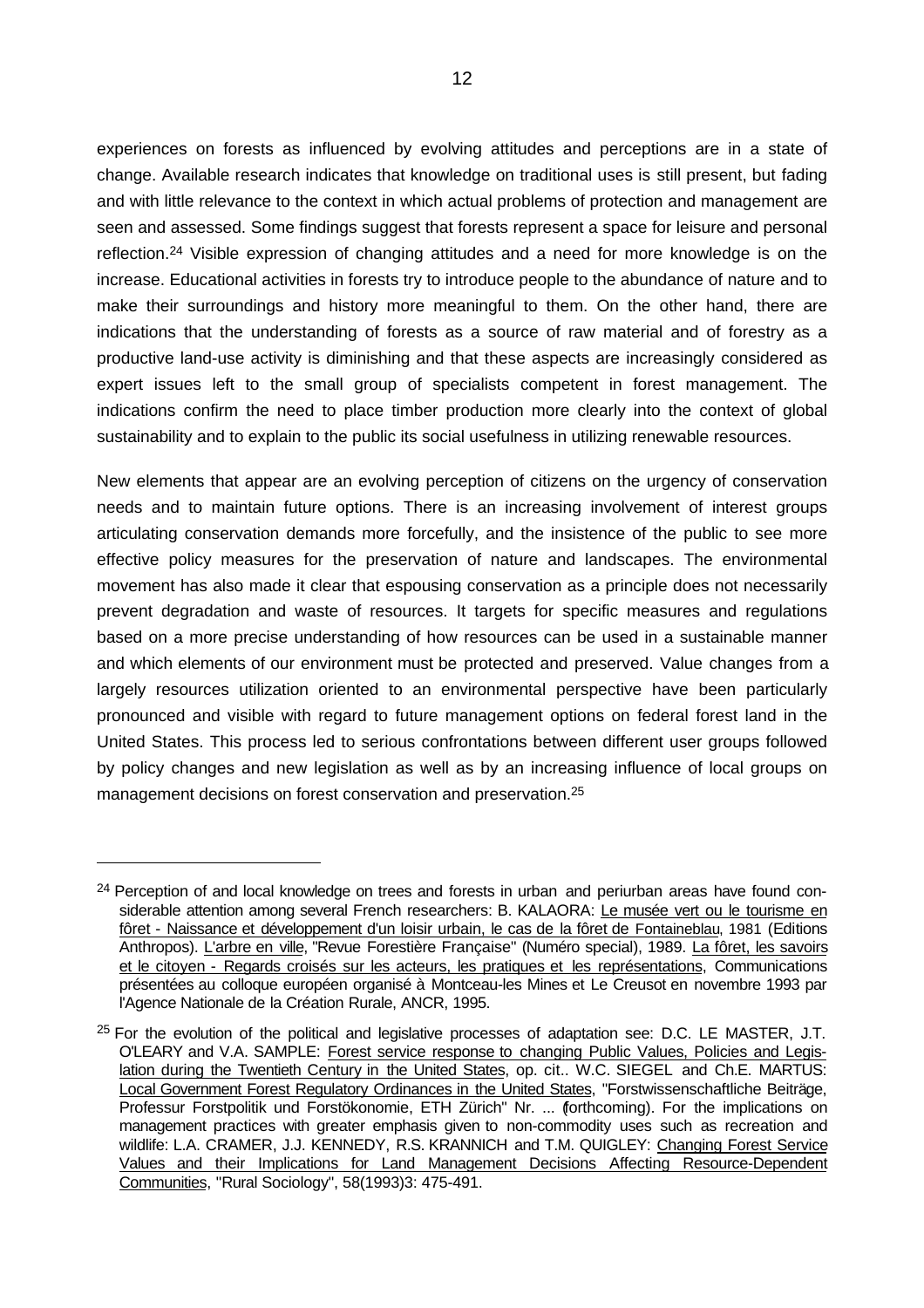experiences on forests as influenced by evolving attitudes and perceptions are in a state of change. Available research indicates that knowledge on traditional uses is still present, but fading and with little relevance to the context in which actual problems of protection and management are seen and assessed. Some findings suggest that forests represent a space for leisure and personal reflection.[24] Visible expression of changing attitudes and a need for more knowledge is on the increase. Educational activities in forests try to introduce people to the abundance of nature and to make their surroundings and history more meaningful to them. On the other hand, there are indications that the understanding of forests as a source of raw material and of forestry as a productive land-use activity is diminishing and that these aspects are increasingly considered as expert issues left to the small group of specialists competent in forest management. The indications confirm the need to place timber production more clearly into the context of global sustainability and to explain to the public its social usefulness in utilizing renewable resources.

New elements that appear are an evolving perception of citizens on the urgency of conservation needs and to maintain future options. There is an increasing involvement of interest groups articulating conservation demands more forcefully, and the insistence of the public to see more effective policy measures for the preservation of nature and landscapes. The environmental movement has also made it clear that espousing conservation as a principle does not necessarily prevent degradation and waste of resources. It targets for specific measures and regulations based on a more precise understanding of how resources can be used in a sustainable manner and which elements of our environment must be protected and preserved. Value changes from a largely resources utilization oriented to an environmental perspective have been particularly pronounced and visible with regard to future management options on federal forest land in the United States. This process led to serious confrontations between different user groups followed by policy changes and new legislation as well as by an increasing influence of local groups on management decisions on forest conservation and preservation.[25]

---

[24] Perception of and local knowledge on trees and forests in urban and periurban areas have found considerable attention among several French researchers: B. KALAORA: Le musée vert ou le tourisme en fôret - Naissance et développement d'un loisir urbain, le cas de la fôret de Fontaineblau, 1981 (Editions Anthropos). L'arbre en ville, "Revue Forestière Française" (Numéro special), 1989. La fôret, les savoirs et le citoyen - Regards croisés sur les acteurs, les pratiques et les représentations, Communications présentées au colloque européen organisé à Montceau-les Mines et Le Creusot en novembre 1993 par l'Agence Nationale de la Création Rurale, ANCR, 1995.

[25] For the evolution of the political and legislative processes of adaptation see: D.C. LE MASTER, J.T. O'LEARY and V.A. SAMPLE: Forest service response to changing Public Values, Policies and Legislation during the Twentieth Century in the United States, op. cit.. W.C. SIEGEL and Ch.E. MARTUS: Local Government Forest Regulatory Ordinances in the United States, "Forstwissenschaftliche Beiträge, Professur Forstpolitik und Forstökonomie, ETH Zürich" Nr. ... (forthcoming). For the implications on management practices with greater emphasis given to non-commodity uses such as recreation and wildlife: L.A. CRAMER, J.J. KENNEDY, R.S. KRANNICH and T.M. QUIGLEY: Changing Forest Service Values and their Implications for Land Management Decisions Affecting Resource-Dependent Communities, "Rural Sociology", 58(1993)3: 475-491.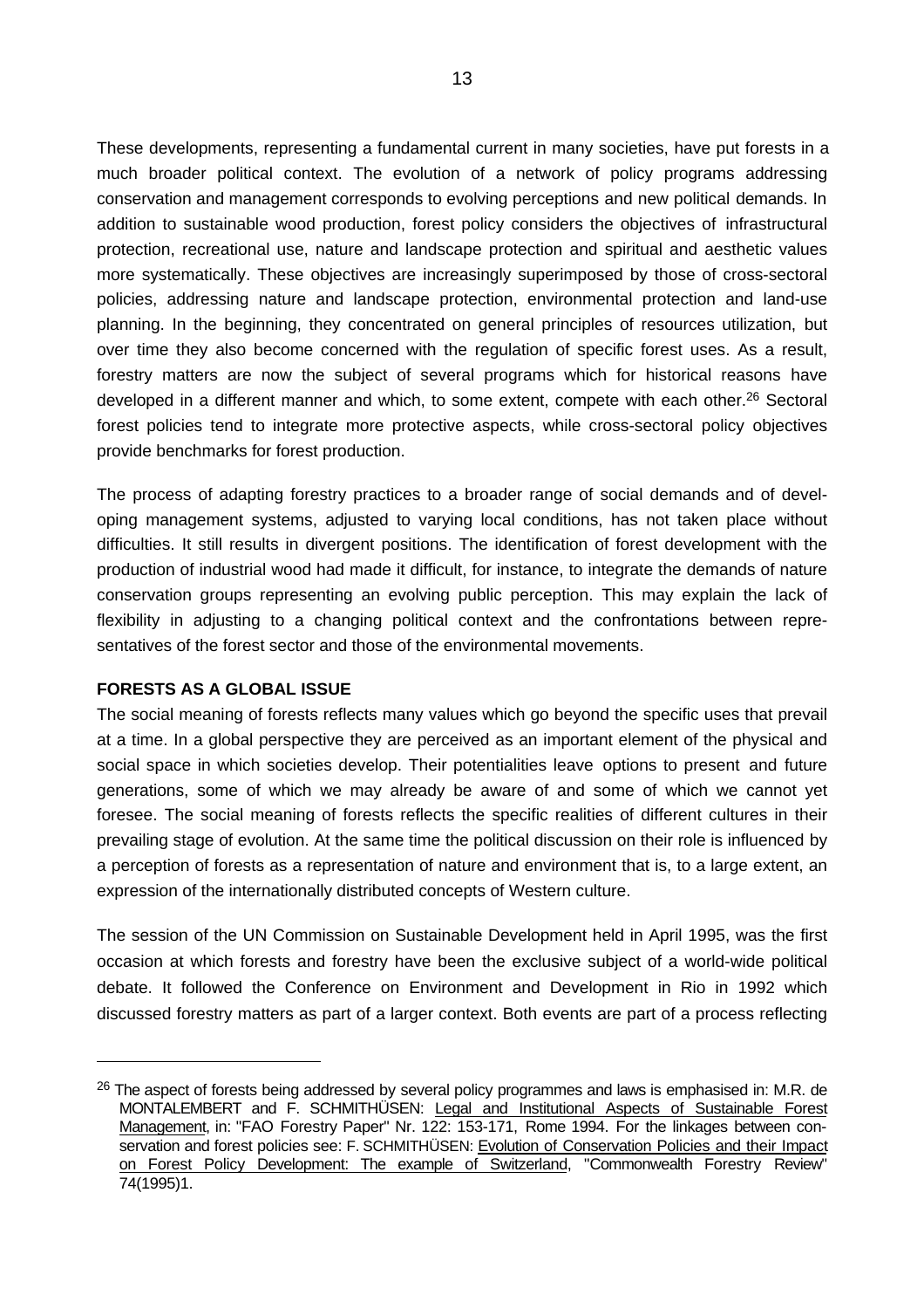These developments, representing a fundamental current in many societies, have put forests in a much broader political context. The evolution of a network of policy programs addressing conservation and management corresponds to evolving perceptions and new political demands. In addition to sustainable wood production, forest policy considers the objectives of infrastructural protection, recreational use, nature and landscape protection and spiritual and aesthetic values more systematically. These objectives are increasingly superimposed by those of cross-sectoral policies, addressing nature and landscape protection, environmental protection and land-use planning. In the beginning, they concentrated on general principles of resources utilization, but over time they also become concerned with the regulation of specific forest uses. As a result, forestry matters are now the subject of several programs which for historical reasons have developed in a different manner and which, to some extent, compete with each other.[26] Sectoral forest policies tend to integrate more protective aspects, while cross-sectoral policy objectives provide benchmarks for forest production.

The process of adapting forestry practices to a broader range of social demands and of developing management systems, adjusted to varying local conditions, has not taken place without difficulties. It still results in divergent positions. The identification of forest development with the production of industrial wood had made it difficult, for instance, to integrate the demands of nature conservation groups representing an evolving public perception. This may explain the lack of flexibility in adjusting to a changing political context and the confrontations between representatives of the forest sector and those of the environmental movements.

**FORESTS AS A GLOBAL ISSUE**

The social meaning of forests reflects many values which go beyond the specific uses that prevail at a time. In a global perspective they are perceived as an important element of the physical and social space in which societies develop. Their potentialities leave options to present and future generations, some of which we may already be aware of and some of which we cannot yet foresee. The social meaning of forests reflects the specific realities of different cultures in their prevailing stage of evolution. At the same time the political discussion on their role is influenced by a perception of forests as a representation of nature and environment that is, to a large extent, an expression of the internationally distributed concepts of Western culture.

The session of the UN Commission on Sustainable Development held in April 1995, was the first occasion at which forests and forestry have been the exclusive subject of a world-wide political debate. It followed the Conference on Environment and Development in Rio in 1992 which discussed forestry matters as part of a larger context. Both events are part of a process reflecting

---

[26] The aspect of forests being addressed by several policy programmes and laws is emphasised in: M.R. de MONTALEMBERT and F. SCHMITHÜSEN: Legal and Institutional Aspects of Sustainable Forest Management, in: "FAO Forestry Paper" Nr. 122: 153-171, Rome 1994. For the linkages between conservation and forest policies see: F. SCHMITHÜSEN: Evolution of Conservation Policies and their Impact on Forest Policy Development: The example of Switzerland, "Commonwealth Forestry Review" 74(1995)1.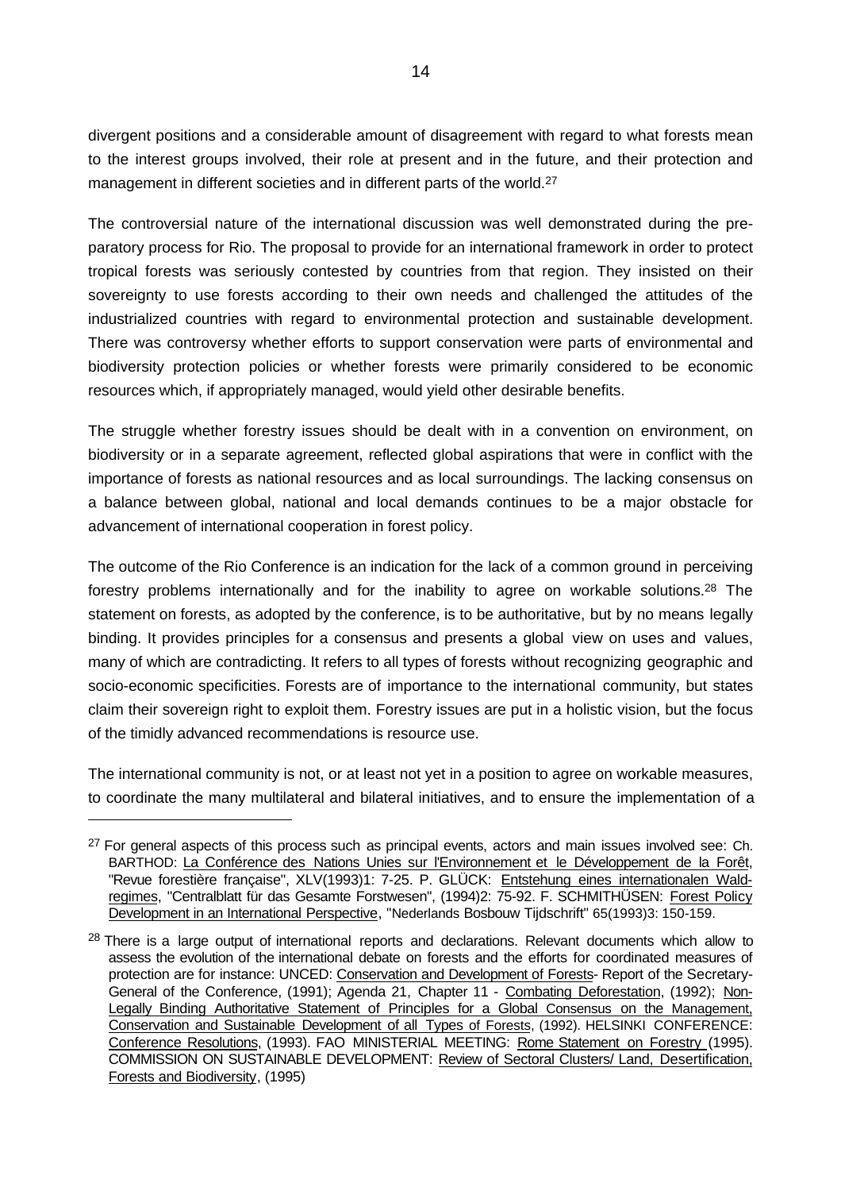divergent positions and a considerable amount of disagreement with regard to what forests mean to the interest groups involved, their role at present and in the future, and their protection and management in different societies and in different parts of the world.[27]

The controversial nature of the international discussion was well demonstrated during the preparatory process for Rio. The proposal to provide for an international framework in order to protect tropical forests was seriously contested by countries from that region. They insisted on their sovereignty to use forests according to their own needs and challenged the attitudes of the industrialized countries with regard to environmental protection and sustainable development. There was controversy whether efforts to support conservation were parts of environmental and biodiversity protection policies or whether forests were primarily considered to be economic resources which, if appropriately managed, would yield other desirable benefits.

The struggle whether forestry issues should be dealt with in a convention on environment, on biodiversity or in a separate agreement, reflected global aspirations that were in conflict with the importance of forests as national resources and as local surroundings. The lacking consensus on a balance between global, national and local demands continues to be a major obstacle for advancement of international cooperation in forest policy.

The outcome of the Rio Conference is an indication for the lack of a common ground in perceiving forestry problems internationally and for the inability to agree on workable solutions.[28] The statement on forests, as adopted by the conference, is to be authoritative, but by no means legally binding. It provides principles for a consensus and presents a global view on uses and values, many of which are contradicting. It refers to all types of forests without recognizing geographic and socio-economic specificities. Forests are of importance to the international community, but states claim their sovereign right to exploit them. Forestry issues are put in a holistic vision, but the focus of the timidly advanced recommendations is resource use.

The international community is not, or at least not yet in a position to agree on workable measures, to coordinate the many multilateral and bilateral initiatives, and to ensure the implementation of a

---

[27] For general aspects of this process such as principal events, actors and main issues involved see: Ch. BARTHOD: La Conférence des Nations Unies sur l'Environnement et le Développement de la Forêt, "Revue forestière française", XLV(1993)1: 7-25. P. GLÜCK: Entstehung eines internationalen Waldregimes, "Centralblatt für das Gesamte Forstwesen", (1994)2: 75-92. F. SCHMITHÜSEN: Forest Policy Development in an International Perspective, "Nederlands Bosbouw Tijdschrift" 65(1993)3: 150-159.

[28] There is a large output of international reports and declarations. Relevant documents which allow to assess the evolution of the international debate on forests and the efforts for coordinated measures of protection are for instance: UNCED: Conservation and Development of Forests- Report of the Secretary-General of the Conference, (1991); Agenda 21, Chapter 11 - Combating Deforestation, (1992); Non-Legally Binding Authoritative Statement of Principles for a Global Consensus on the Management, Conservation and Sustainable Development of all Types of Forests, (1992). HELSINKI CONFERENCE: Conference Resolutions, (1993). FAO MINISTERIAL MEETING: Rome Statement on Forestry (1995). COMMISSION ON SUSTAINABLE DEVELOPMENT: Review of Sectoral Clusters/ Land, Desertification, Forests and Biodiversity, (1995)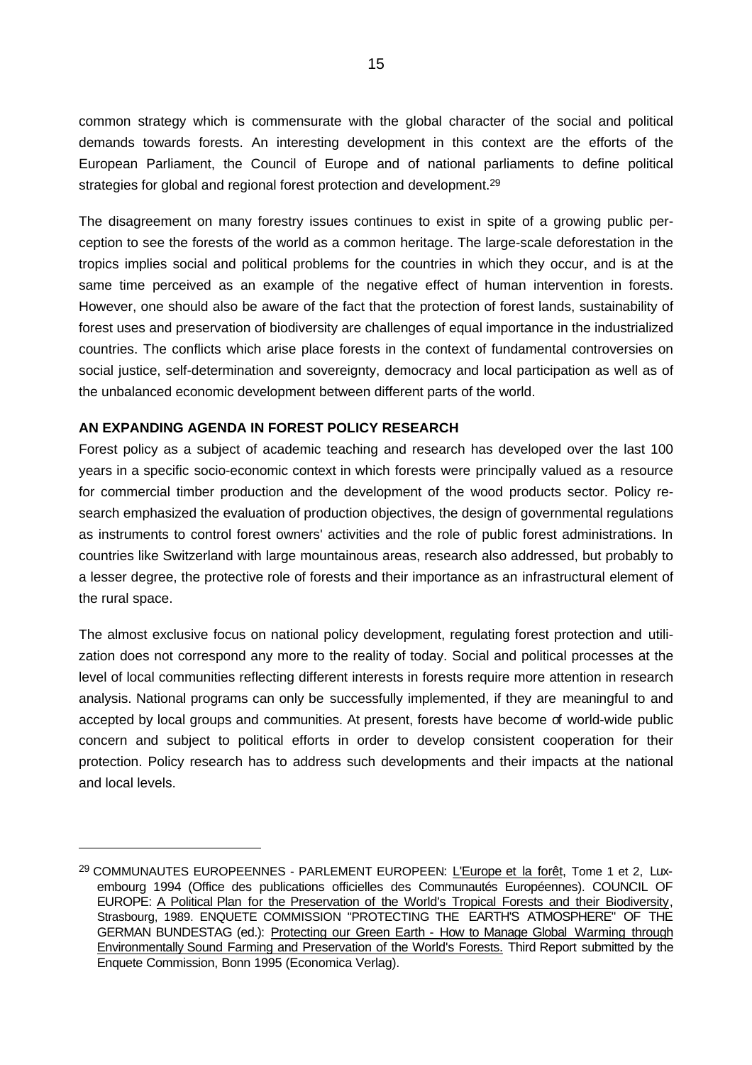common strategy which is commensurate with the global character of the social and political demands towards forests. An interesting development in this context are the efforts of the European Parliament, the Council of Europe and of national parliaments to define political strategies for global and regional forest protection and development.[29]

The disagreement on many forestry issues continues to exist in spite of a growing public perception to see the forests of the world as a common heritage. The large-scale deforestation in the tropics implies social and political problems for the countries in which they occur, and is at the same time perceived as an example of the negative effect of human intervention in forests. However, one should also be aware of the fact that the protection of forest lands, sustainability of forest uses and preservation of biodiversity are challenges of equal importance in the industrialized countries. The conflicts which arise place forests in the context of fundamental controversies on social justice, self-determination and sovereignty, democracy and local participation as well as of the unbalanced economic development between different parts of the world.

## AN EXPANDING AGENDA IN FOREST POLICY RESEARCH

Forest policy as a subject of academic teaching and research has developed over the last 100 years in a specific socio-economic context in which forests were principally valued as a resource for commercial timber production and the development of the wood products sector. Policy research emphasized the evaluation of production objectives, the design of governmental regulations as instruments to control forest owners' activities and the role of public forest administrations. In countries like Switzerland with large mountainous areas, research also addressed, but probably to a lesser degree, the protective role of forests and their importance as an infrastructural element of the rural space.

The almost exclusive focus on national policy development, regulating forest protection and utilization does not correspond any more to the reality of today. Social and political processes at the level of local communities reflecting different interests in forests require more attention in research analysis. National programs can only be successfully implemented, if they are meaningful to and accepted by local groups and communities. At present, forests have become of world-wide public concern and subject to political efforts in order to develop consistent cooperation for their protection. Policy research has to address such developments and their impacts at the national and local levels.

---

[29] COMMUNAUTES EUROPEENNES - PARLEMENT EUROPEEN: L'Europe et la forêt, Tome 1 et 2, Luxembourg 1994 (Office des publications officielles des Communautés Européennes). COUNCIL OF EUROPE: A Political Plan for the Preservation of the World's Tropical Forests and their Biodiversity, Strasbourg, 1989. ENQUETE COMMISSION "PROTECTING THE EARTH'S ATMOSPHERE" OF THE GERMAN BUNDESTAG (ed.): Protecting our Green Earth - How to Manage Global Warming through Environmentally Sound Farming and Preservation of the World's Forests. Third Report submitted by the Enquete Commission, Bonn 1995 (Economica Verlag).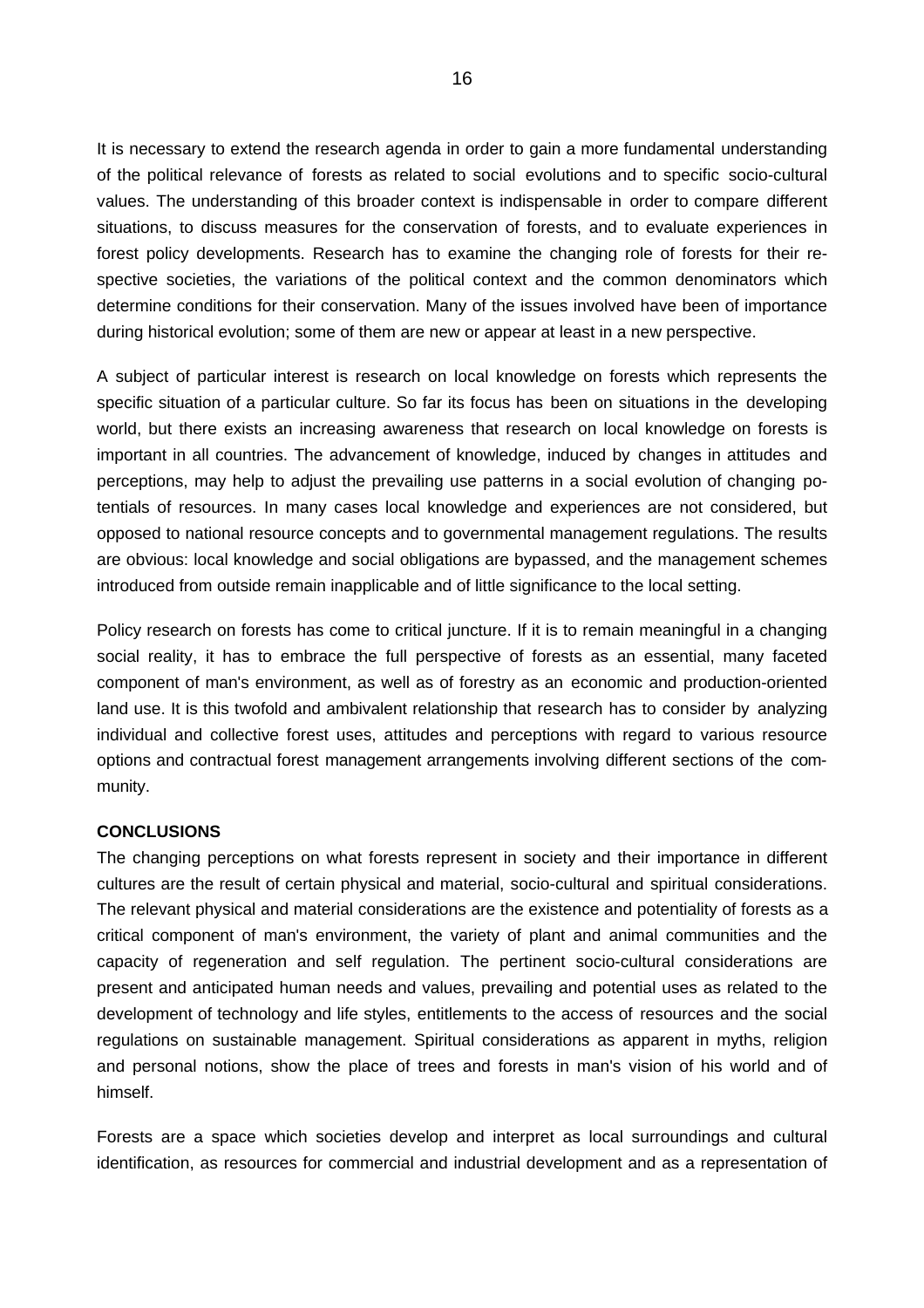It is necessary to extend the research agenda in order to gain a more fundamental understanding of the political relevance of forests as related to social evolutions and to specific socio-cultural values. The understanding of this broader context is indispensable in order to compare different situations, to discuss measures for the conservation of forests, and to evaluate experiences in forest policy developments. Research has to examine the changing role of forests for their respective societies, the variations of the political context and the common denominators which determine conditions for their conservation. Many of the issues involved have been of importance during historical evolution; some of them are new or appear at least in a new perspective.

A subject of particular interest is research on local knowledge on forests which represents the specific situation of a particular culture. So far its focus has been on situations in the developing world, but there exists an increasing awareness that research on local knowledge on forests is important in all countries. The advancement of knowledge, induced by changes in attitudes and perceptions, may help to adjust the prevailing use patterns in a social evolution of changing potentials of resources. In many cases local knowledge and experiences are not considered, but opposed to national resource concepts and to governmental management regulations. The results are obvious: local knowledge and social obligations are bypassed, and the management schemes introduced from outside remain inapplicable and of little significance to the local setting.

Policy research on forests has come to critical juncture. If it is to remain meaningful in a changing social reality, it has to embrace the full perspective of forests as an essential, many faceted component of man's environment, as well as of forestry as an economic and production-oriented land use. It is this twofold and ambivalent relationship that research has to consider by analyzing individual and collective forest uses, attitudes and perceptions with regard to various resource options and contractual forest management arrangements involving different sections of the community.

**CONCLUSIONS**

The changing perceptions on what forests represent in society and their importance in different cultures are the result of certain physical and material, socio-cultural and spiritual considerations. The relevant physical and material considerations are the existence and potentiality of forests as a critical component of man's environment, the variety of plant and animal communities and the capacity of regeneration and self regulation. The pertinent socio-cultural considerations are present and anticipated human needs and values, prevailing and potential uses as related to the development of technology and life styles, entitlements to the access of resources and the social regulations on sustainable management. Spiritual considerations as apparent in myths, religion and personal notions, show the place of trees and forests in man's vision of his world and of himself.

Forests are a space which societies develop and interpret as local surroundings and cultural identification, as resources for commercial and industrial development and as a representation of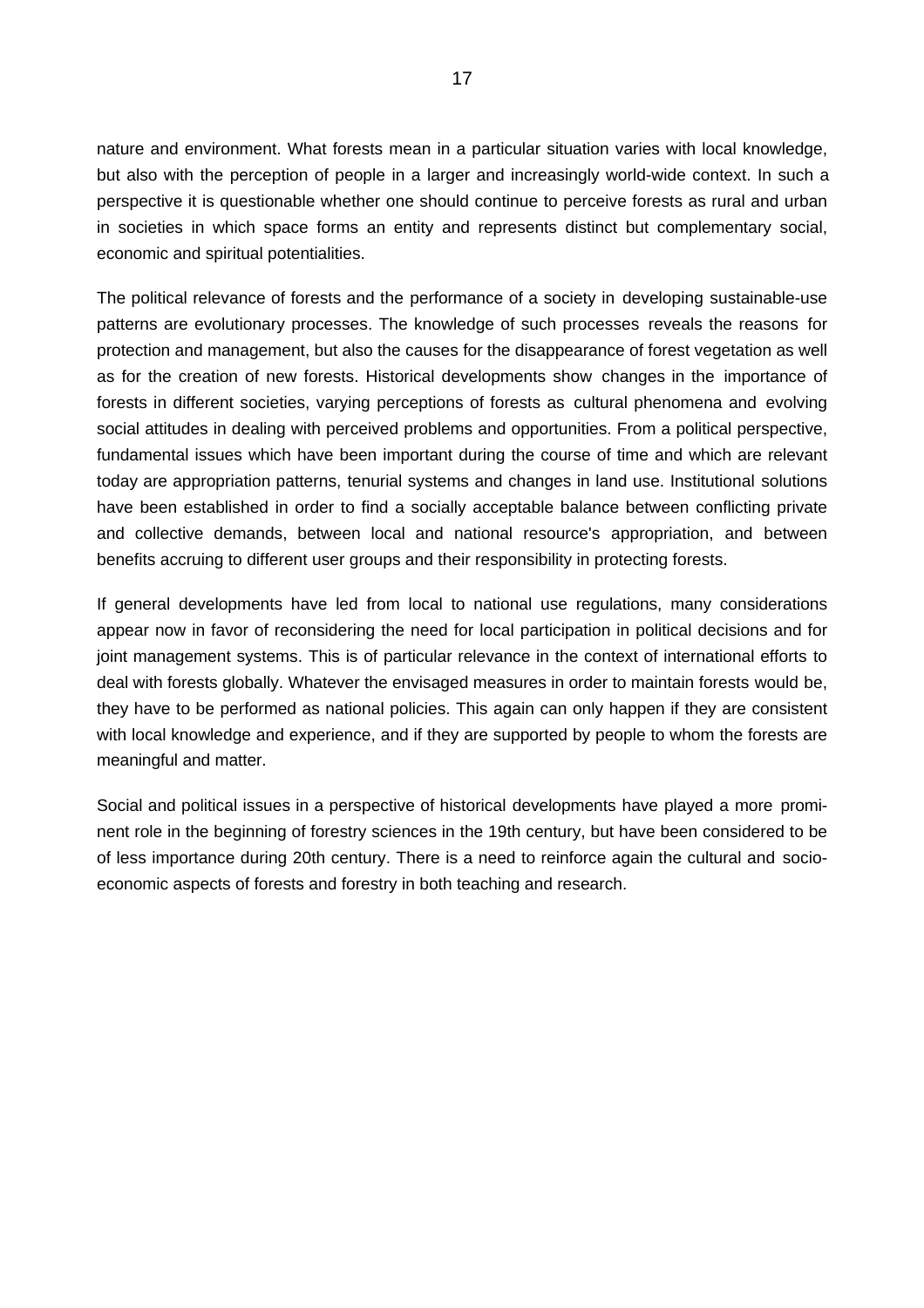nature and environment. What forests mean in a particular situation varies with local knowledge, but also with the perception of people in a larger and increasingly world-wide context. In such a perspective it is questionable whether one should continue to perceive forests as rural and urban in societies in which space forms an entity and represents distinct but complementary social, economic and spiritual potentialities.

The political relevance of forests and the performance of a society in developing sustainable-use patterns are evolutionary processes. The knowledge of such processes reveals the reasons for protection and management, but also the causes for the disappearance of forest vegetation as well as for the creation of new forests. Historical developments show changes in the importance of forests in different societies, varying perceptions of forests as cultural phenomena and evolving social attitudes in dealing with perceived problems and opportunities. From a political perspective, fundamental issues which have been important during the course of time and which are relevant today are appropriation patterns, tenurial systems and changes in land use. Institutional solutions have been established in order to find a socially acceptable balance between conflicting private and collective demands, between local and national resource's appropriation, and between benefits accruing to different user groups and their responsibility in protecting forests.

If general developments have led from local to national use regulations, many considerations appear now in favor of reconsidering the need for local participation in political decisions and for joint management systems. This is of particular relevance in the context of international efforts to deal with forests globally. Whatever the envisaged measures in order to maintain forests would be, they have to be performed as national policies. This again can only happen if they are consistent with local knowledge and experience, and if they are supported by people to whom the forests are meaningful and matter.

Social and political issues in a perspective of historical developments have played a more prominent role in the beginning of forestry sciences in the 19th century, but have been considered to be of less importance during 20th century. There is a need to reinforce again the cultural and socio-economic aspects of forests and forestry in both teaching and research.